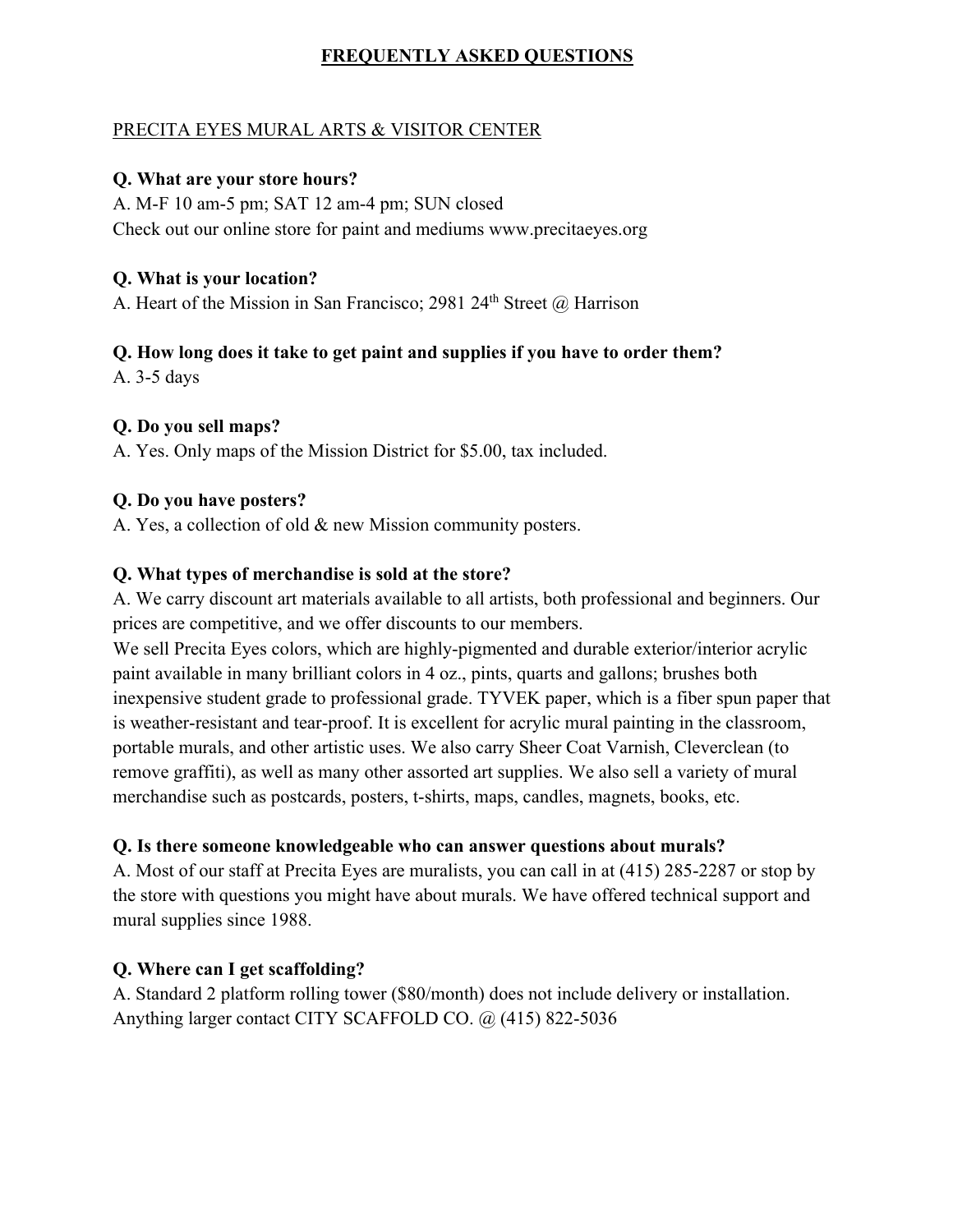# FREQUENTLY ASKED QUESTIONS

## PRECITA EYES MURAL ARTS & VISITOR CENTER

**Q. What are your store hours?**

A. M-F 10 am-5 pm; SAT 12 am-4 pm; SUN closed

Check out our online store for paint and mediums www.precitaeyes.org

**Q. What is your location?**

A. Heart of the Mission in San Francisco; 2981 24th Street @ Harrison

**Q. How long does it take to get paint and supplies if you have to order them?**

A. 3-5 days

**Q. Do you sell maps?**

A. Yes. Only maps of the Mission District for $5.00, tax included.

**Q. Do you have posters?**

A. Yes, a collection of old & new Mission community posters.

**Q. What types of merchandise is sold at the store?**

A. We carry discount art materials available to all artists, both professional and beginners. Our prices are competitive, and we offer discounts to our members.

We sell Precita Eyes colors, which are highly-pigmented and durable exterior/interior acrylic paint available in many brilliant colors in 4 oz., pints, quarts and gallons; brushes both inexpensive student grade to professional grade. TYVEK paper, which is a fiber spun paper that is weather-resistant and tear-proof. It is excellent for acrylic mural painting in the classroom, portable murals, and other artistic uses. We also carry Sheer Coat Varnish, Cleverclean (to remove graffiti), as well as many other assorted art supplies. We also sell a variety of mural merchandise such as postcards, posters, t-shirts, maps, candles, magnets, books, etc.

**Q. Is there someone knowledgeable who can answer questions about murals?**

A. Most of our staff at Precita Eyes are muralists, you can call in at (415) 285-2287 or stop by the store with questions you might have about murals. We have offered technical support and mural supplies since 1988.

**Q. Where can I get scaffolding?**

A. Standard 2 platform rolling tower ($80/month) does not include delivery or installation. Anything larger contact CITY SCAFFOLD CO. @ (415) 822-5036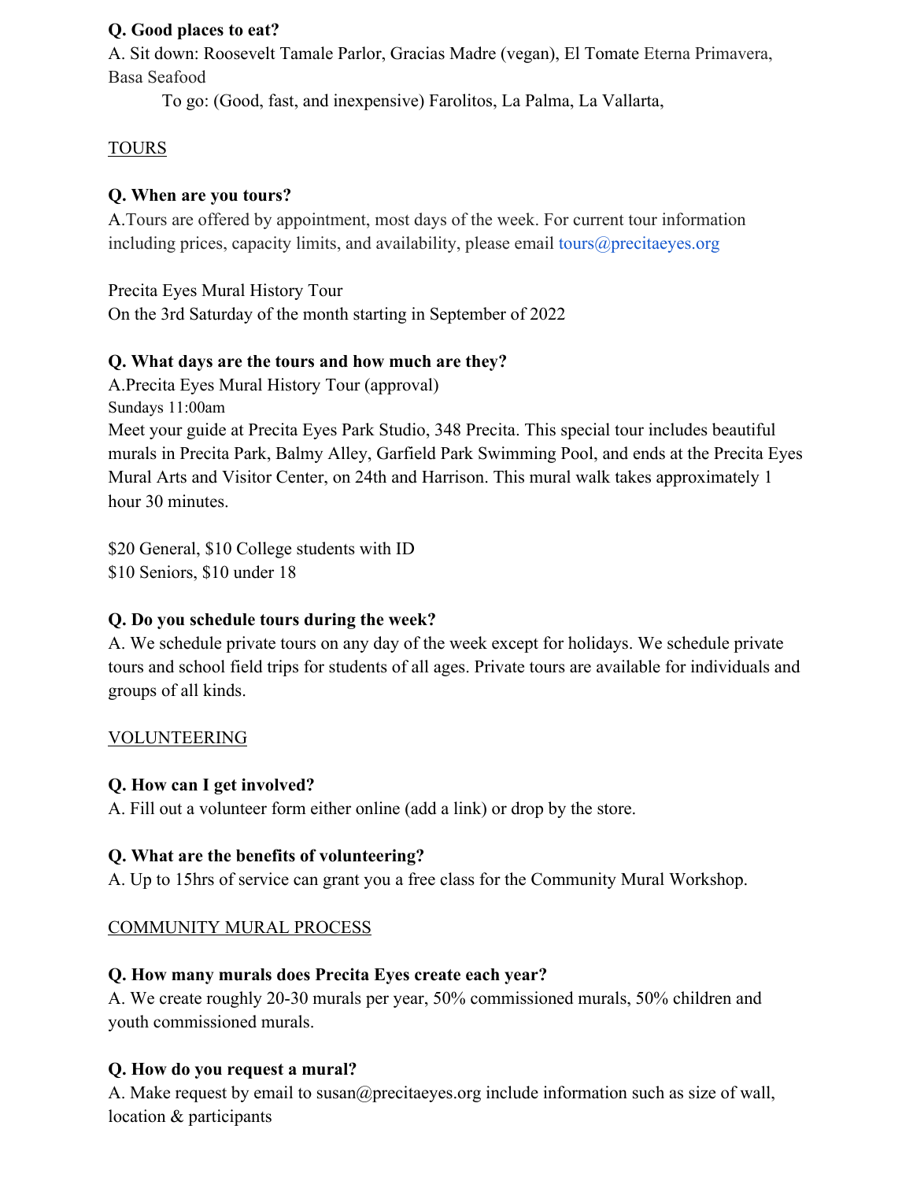**Q. Good places to eat?**
A. Sit down: Roosevelt Tamale Parlor, Gracias Madre (vegan), El Tomate Eterna Primavera, Basa Seafood

To go: (Good, fast, and inexpensive) Farolitos, La Palma, La Vallarta,

TOURS

**Q. When are you tours?**
A.Tours are offered by appointment, most days of the week. For current tour information including prices, capacity limits, and availability, please email tours@precitaeyes.org

Precita Eyes Mural History Tour
On the 3rd Saturday of the month starting in September of 2022

**Q. What days are the tours and how much are they?**
A.Precita Eyes Mural History Tour (approval)
Sundays 11:00am
Meet your guide at Precita Eyes Park Studio, 348 Precita. This special tour includes beautiful murals in Precita Park, Balmy Alley, Garfield Park Swimming Pool, and ends at the Precita Eyes Mural Arts and Visitor Center, on 24th and Harrison. This mural walk takes approximately 1 hour 30 minutes.

$20 General, $10 College students with ID
$10 Seniors, $10 under 18

**Q. Do you schedule tours during the week?**
A. We schedule private tours on any day of the week except for holidays. We schedule private tours and school field trips for students of all ages. Private tours are available for individuals and groups of all kinds.

VOLUNTEERING

**Q. How can I get involved?**
A. Fill out a volunteer form either online (add a link) or drop by the store.

**Q. What are the benefits of volunteering?**
A. Up to 15hrs of service can grant you a free class for the Community Mural Workshop.

COMMUNITY MURAL PROCESS

**Q. How many murals does Precita Eyes create each year?**
A. We create roughly 20-30 murals per year, 50% commissioned murals, 50% children and youth commissioned murals.

**Q. How do you request a mural?**
A. Make request by email to susan@precitaeyes.org include information such as size of wall, location & participants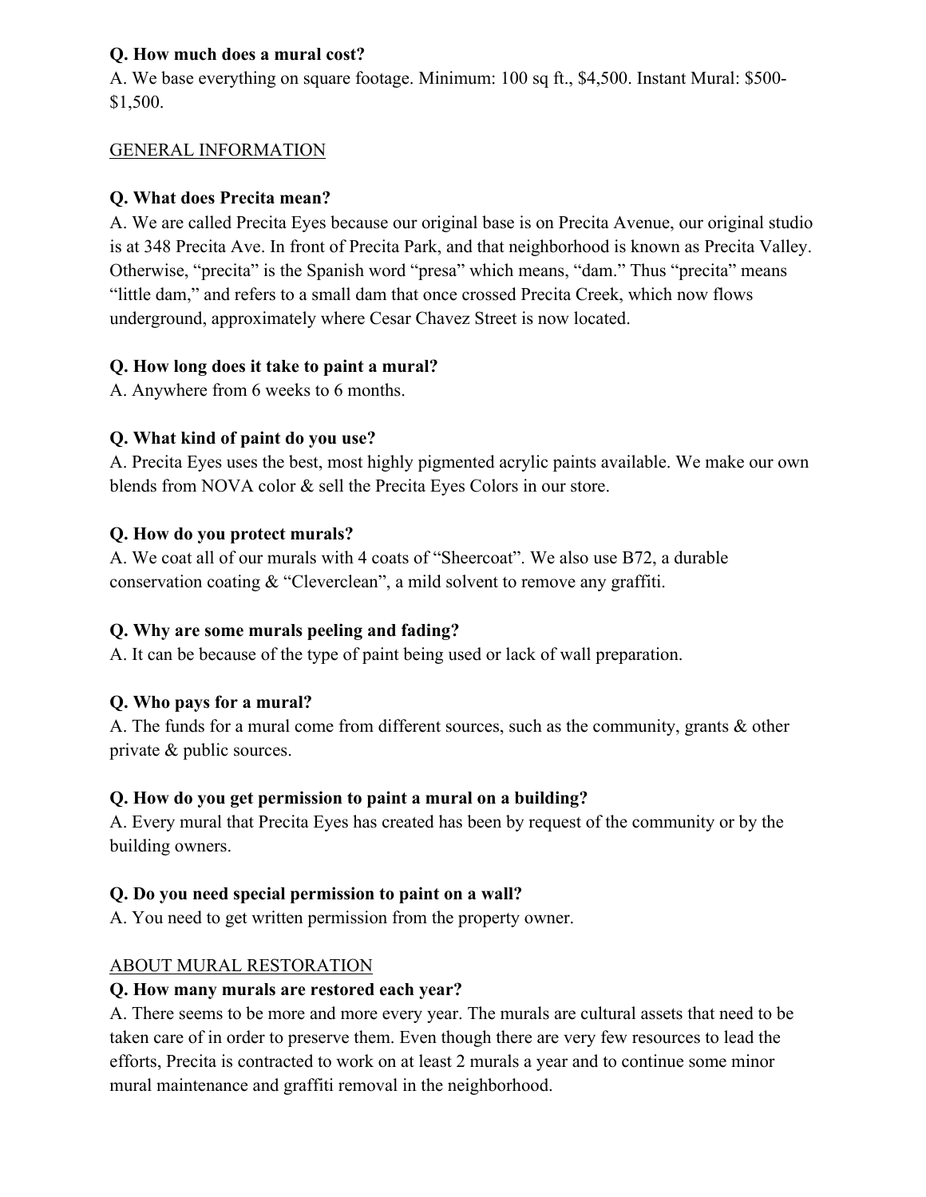**Q. How much does a mural cost?**
A. We base everything on square footage. Minimum: 100 sq ft., $4,500. Instant Mural: $500-$1,500.

<u>GENERAL INFORMATION</u>

**Q. What does Precita mean?**
A. We are called Precita Eyes because our original base is on Precita Avenue, our original studio is at 348 Precita Ave. In front of Precita Park, and that neighborhood is known as Precita Valley. Otherwise, "precita" is the Spanish word "presa" which means, "dam." Thus "precita" means "little dam," and refers to a small dam that once crossed Precita Creek, which now flows underground, approximately where Cesar Chavez Street is now located.

**Q. How long does it take to paint a mural?**
A. Anywhere from 6 weeks to 6 months.

**Q. What kind of paint do you use?**
A. Precita Eyes uses the best, most highly pigmented acrylic paints available. We make our own blends from NOVA color & sell the Precita Eyes Colors in our store.

**Q. How do you protect murals?**
A. We coat all of our murals with 4 coats of "Sheercoat". We also use B72, a durable conservation coating & "Cleverclean", a mild solvent to remove any graffiti.

**Q. Why are some murals peeling and fading?**
A. It can be because of the type of paint being used or lack of wall preparation.

**Q. Who pays for a mural?**
A. The funds for a mural come from different sources, such as the community, grants & other private & public sources.

**Q. How do you get permission to paint a mural on a building?**
A. Every mural that Precita Eyes has created has been by request of the community or by the building owners.

**Q. Do you need special permission to paint on a wall?**
A. You need to get written permission from the property owner.

<u>ABOUT MURAL RESTORATION</u>

**Q. How many murals are restored each year?**
A. There seems to be more and more every year. The murals are cultural assets that need to be taken care of in order to preserve them. Even though there are very few resources to lead the efforts, Precita is contracted to work on at least 2 murals a year and to continue some minor mural maintenance and graffiti removal in the neighborhood.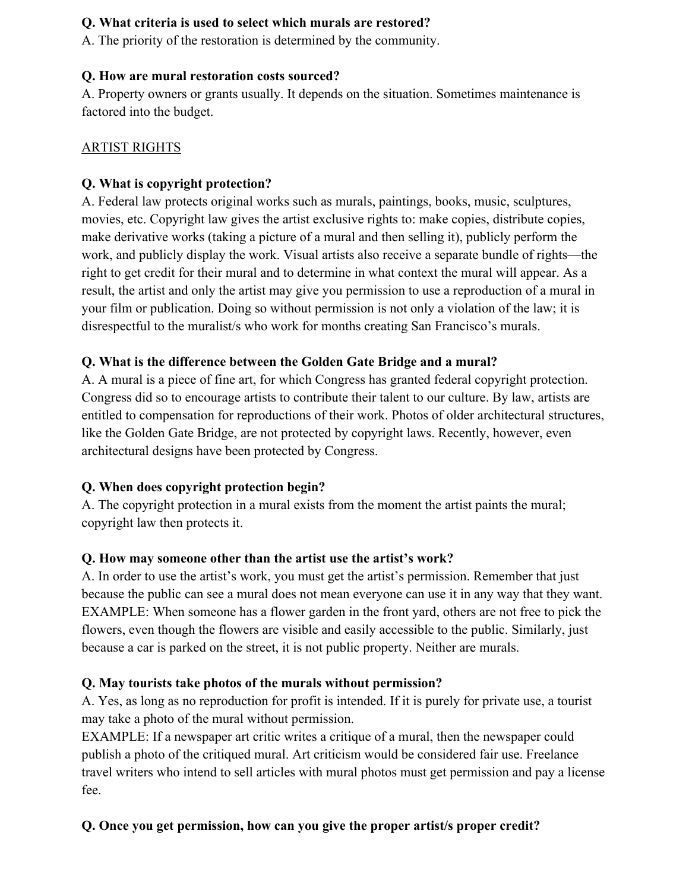**Q. What criteria is used to select which murals are restored?**
A. The priority of the restoration is determined by the community.

**Q. How are mural restoration costs sourced?**
A. Property owners or grants usually. It depends on the situation. Sometimes maintenance is factored into the budget.

<u>ARTIST RIGHTS</u>

**Q. What is copyright protection?**
A. Federal law protects original works such as murals, paintings, books, music, sculptures, movies, etc. Copyright law gives the artist exclusive rights to: make copies, distribute copies, make derivative works (taking a picture of a mural and then selling it), publicly perform the work, and publicly display the work. Visual artists also receive a separate bundle of rights—the right to get credit for their mural and to determine in what context the mural will appear. As a result, the artist and only the artist may give you permission to use a reproduction of a mural in your film or publication. Doing so without permission is not only a violation of the law; it is disrespectful to the muralist/s who work for months creating San Francisco's murals.

**Q. What is the difference between the Golden Gate Bridge and a mural?**
A. A mural is a piece of fine art, for which Congress has granted federal copyright protection. Congress did so to encourage artists to contribute their talent to our culture. By law, artists are entitled to compensation for reproductions of their work. Photos of older architectural structures, like the Golden Gate Bridge, are not protected by copyright laws. Recently, however, even architectural designs have been protected by Congress.

**Q. When does copyright protection begin?**
A. The copyright protection in a mural exists from the moment the artist paints the mural; copyright law then protects it.

**Q. How may someone other than the artist use the artist's work?**
A. In order to use the artist's work, you must get the artist's permission. Remember that just because the public can see a mural does not mean everyone can use it in any way that they want. EXAMPLE: When someone has a flower garden in the front yard, others are not free to pick the flowers, even though the flowers are visible and easily accessible to the public. Similarly, just because a car is parked on the street, it is not public property. Neither are murals.

**Q. May tourists take photos of the murals without permission?**
A. Yes, as long as no reproduction for profit is intended. If it is purely for private use, a tourist may take a photo of the mural without permission.
EXAMPLE: If a newspaper art critic writes a critique of a mural, then the newspaper could publish a photo of the critiqued mural. Art criticism would be considered fair use. Freelance travel writers who intend to sell articles with mural photos must get permission and pay a license fee.

**Q. Once you get permission, how can you give the proper artist/s proper credit?**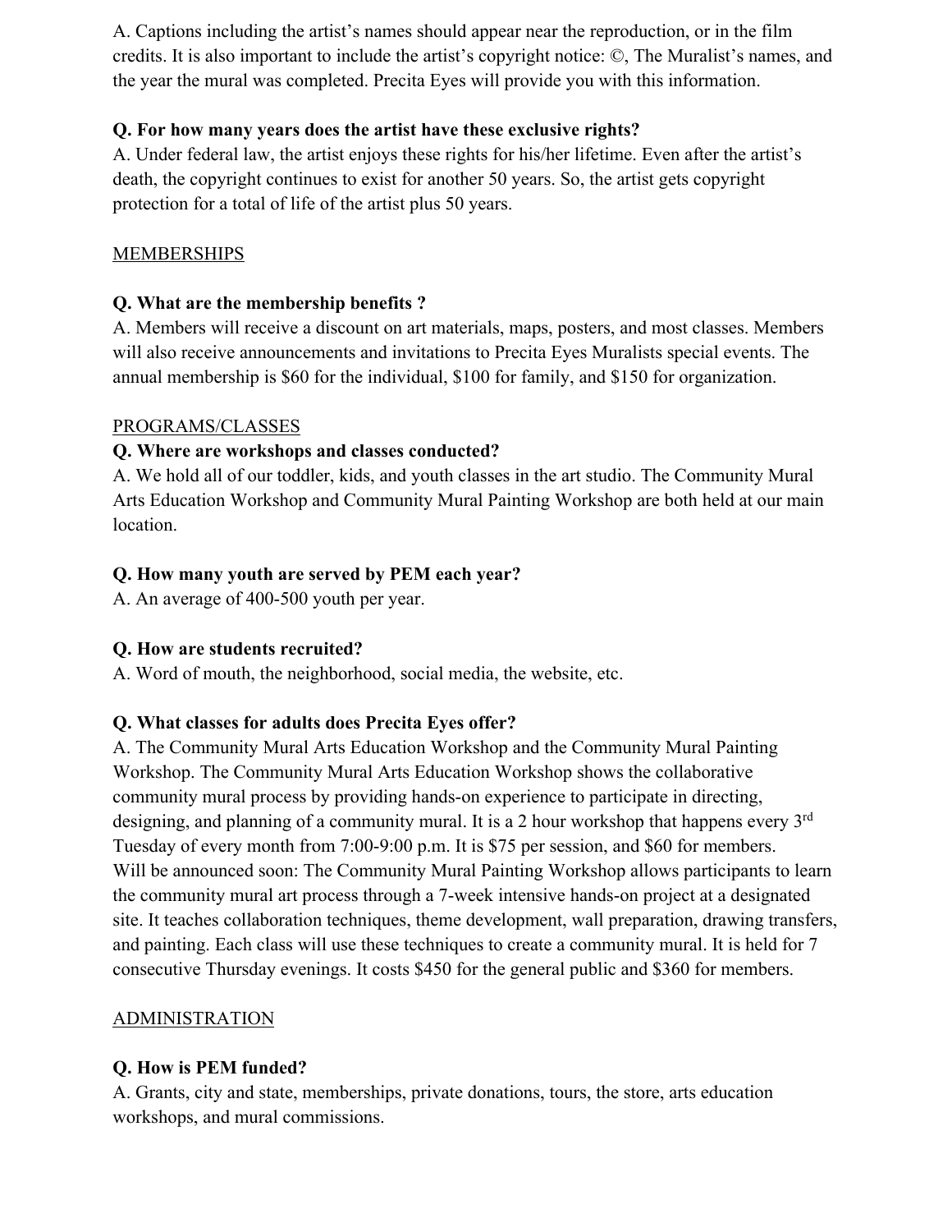A. Captions including the artist's names should appear near the reproduction, or in the film credits. It is also important to include the artist's copyright notice: ©, The Muralist's names, and the year the mural was completed. Precita Eyes will provide you with this information.

**Q. For how many years does the artist have these exclusive rights?**
A. Under federal law, the artist enjoys these rights for his/her lifetime. Even after the artist's death, the copyright continues to exist for another 50 years. So, the artist gets copyright protection for a total of life of the artist plus 50 years.

## MEMBERSHIPS

**Q. What are the membership benefits ?**
A. Members will receive a discount on art materials, maps, posters, and most classes. Members will also receive announcements and invitations to Precita Eyes Muralists special events. The annual membership is $60 for the individual, $100 for family, and $150 for organization.

## PROGRAMS/CLASSES

**Q. Where are workshops and classes conducted?**
A. We hold all of our toddler, kids, and youth classes in the art studio. The Community Mural Arts Education Workshop and Community Mural Painting Workshop are both held at our main location.

**Q. How many youth are served by PEM each year?**
A. An average of 400-500 youth per year.

**Q. How are students recruited?**
A. Word of mouth, the neighborhood, social media, the website, etc.

**Q. What classes for adults does Precita Eyes offer?**
A. The Community Mural Arts Education Workshop and the Community Mural Painting Workshop. The Community Mural Arts Education Workshop shows the collaborative community mural process by providing hands-on experience to participate in directing, designing, and planning of a community mural. It is a 2 hour workshop that happens every 3rd Tuesday of every month from 7:00-9:00 p.m. It is $75 per session, and $60 for members.
Will be announced soon: The Community Mural Painting Workshop allows participants to learn the community mural art process through a 7-week intensive hands-on project at a designated site. It teaches collaboration techniques, theme development, wall preparation, drawing transfers, and painting. Each class will use these techniques to create a community mural. It is held for 7 consecutive Thursday evenings. It costs $450 for the general public and $360 for members.

## ADMINISTRATION

**Q. How is PEM funded?**
A. Grants, city and state, memberships, private donations, tours, the store, arts education workshops, and mural commissions.